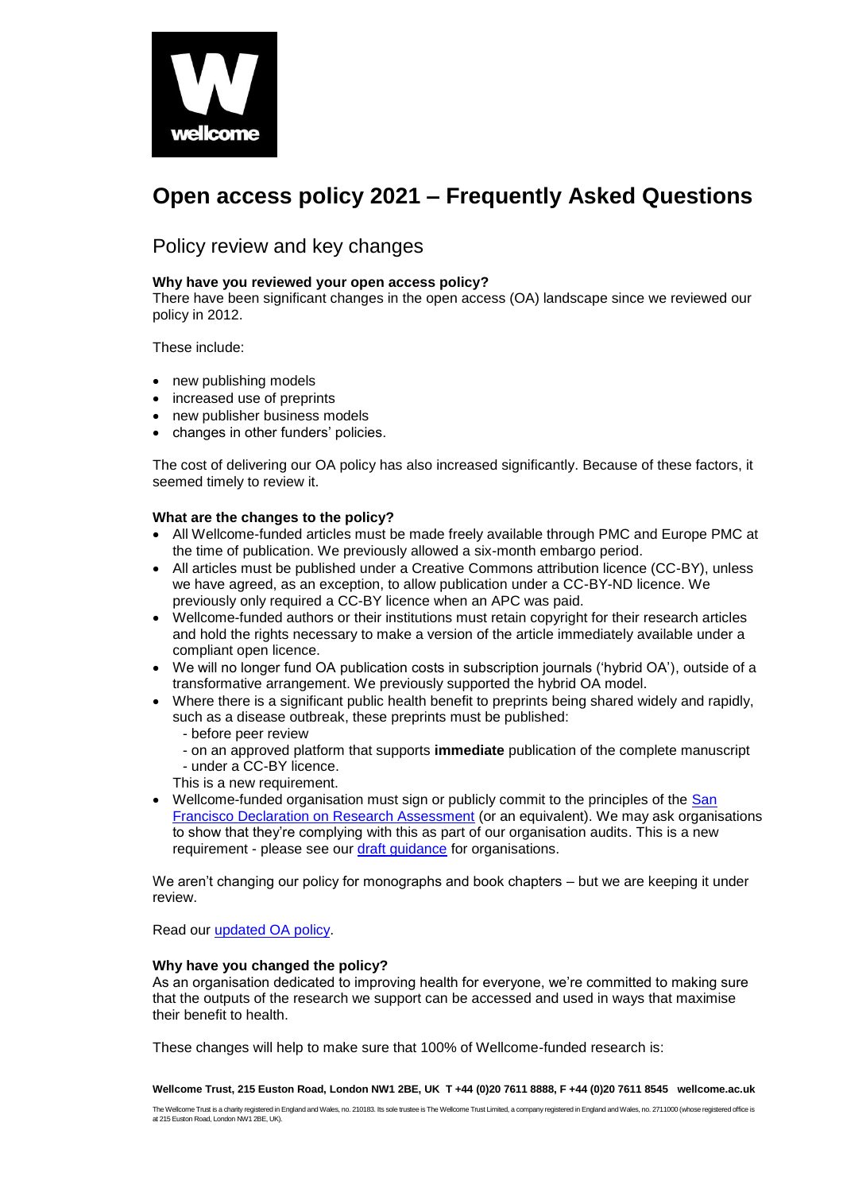# Open access policy 2021 – Frequently Asked Questions

## Policy review and key changes

**Why have you reviewed your open access policy?**

There have been significant changes in the open access (OA) landscape since we reviewed our policy in 2012.

These include:

- new publishing models
- increased use of preprints
- new publisher business models
- changes in other funders' policies.

The cost of delivering our OA policy has also increased significantly. Because of these factors, it seemed timely to review it.

**What are the changes to the policy?**

- All Wellcome-funded articles must be made freely available through PMC and Europe PMC at the time of publication. We previously allowed a six-month embargo period.
- All articles must be published under a Creative Commons attribution licence (CC-BY), unless we have agreed, as an exception, to allow publication under a CC-BY-ND licence. We previously only required a CC-BY licence when an APC was paid.
- Wellcome-funded authors or their institutions must retain copyright for their research articles and hold the rights necessary to make a version of the article immediately available under a compliant open licence.
- We will no longer fund OA publication costs in subscription journals ('hybrid OA'), outside of a transformative arrangement. We previously supported the hybrid OA model.
- Where there is a significant public health benefit to preprints being shared widely and rapidly, such as a disease outbreak, these preprints must be published:
  - before peer review
  - on an approved platform that supports **immediate** publication of the complete manuscript
  - under a CC-BY licence.

  This is a new requirement.
- Wellcome-funded organisation must sign or publicly commit to the principles of the San Francisco Declaration on Research Assessment (or an equivalent). We may ask organisations to show that they're complying with this as part of our organisation audits. This is a new requirement - please see our draft guidance for organisations.

We aren't changing our policy for monographs and book chapters – but we are keeping it under review.

Read our updated OA policy.

**Why have you changed the policy?**

As an organisation dedicated to improving health for everyone, we're committed to making sure that the outputs of the research we support can be accessed and used in ways that maximise their benefit to health.

These changes will help to make sure that 100% of Wellcome-funded research is: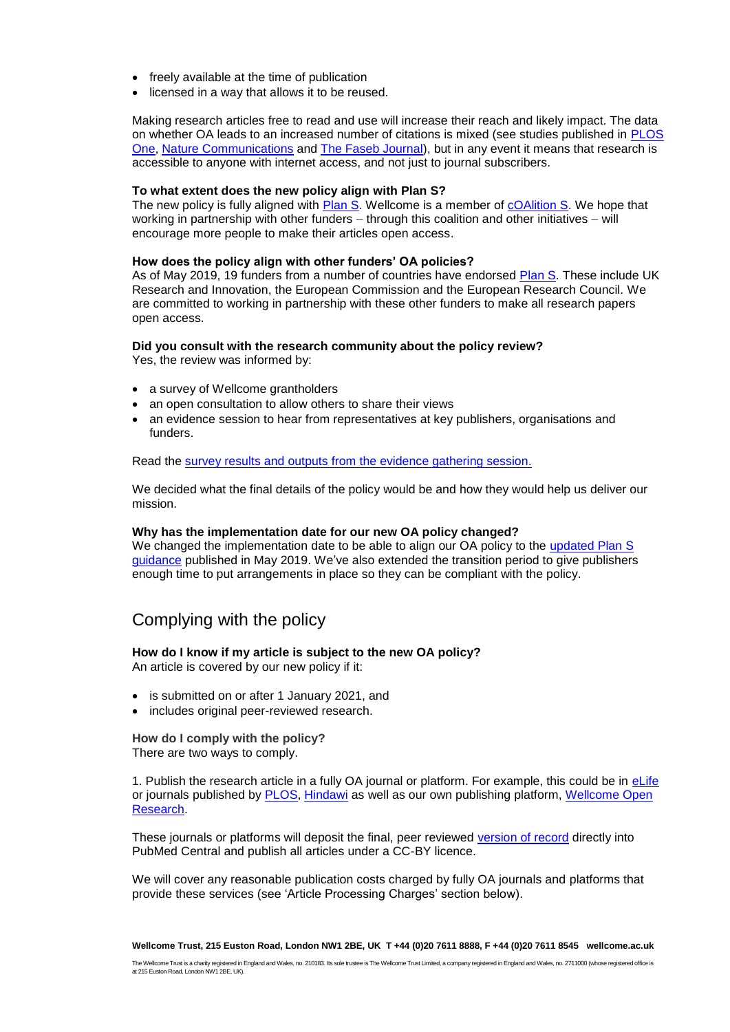- freely available at the time of publication
- licensed in a way that allows it to be reused.

Making research articles free to read and use will increase their reach and likely impact. The data on whether OA leads to an increased number of citations is mixed (see studies published in PLOS One, Nature Communications and The Faseb Journal), but in any event it means that research is accessible to anyone with internet access, and not just to journal subscribers.

**To what extent does the new policy align with Plan S?**

The new policy is fully aligned with Plan S. Wellcome is a member of cOAlition S. We hope that working in partnership with other funders – through this coalition and other initiatives – will encourage more people to make their articles open access.

**How does the policy align with other funders' OA policies?**

As of May 2019, 19 funders from a number of countries have endorsed Plan S. These include UK Research and Innovation, the European Commission and the European Research Council. We are committed to working in partnership with these other funders to make all research papers open access.

**Did you consult with the research community about the policy review?**

Yes, the review was informed by:

- a survey of Wellcome grantholders
- an open consultation to allow others to share their views
- an evidence session to hear from representatives at key publishers, organisations and funders.

Read the survey results and outputs from the evidence gathering session.

We decided what the final details of the policy would be and how they would help us deliver our mission.

**Why has the implementation date for our new OA policy changed?**

We changed the implementation date to be able to align our OA policy to the updated Plan S guidance published in May 2019. We've also extended the transition period to give publishers enough time to put arrangements in place so they can be compliant with the policy.

## Complying with the policy

**How do I know if my article is subject to the new OA policy?**

An article is covered by our new policy if it:

- is submitted on or after 1 January 2021, and
- includes original peer-reviewed research.

**How do I comply with the policy?**

There are two ways to comply.

1. Publish the research article in a fully OA journal or platform. For example, this could be in eLife or journals published by PLOS, Hindawi as well as our own publishing platform, Wellcome Open Research.

These journals or platforms will deposit the final, peer reviewed version of record directly into PubMed Central and publish all articles under a CC-BY licence.

We will cover any reasonable publication costs charged by fully OA journals and platforms that provide these services (see 'Article Processing Charges' section below).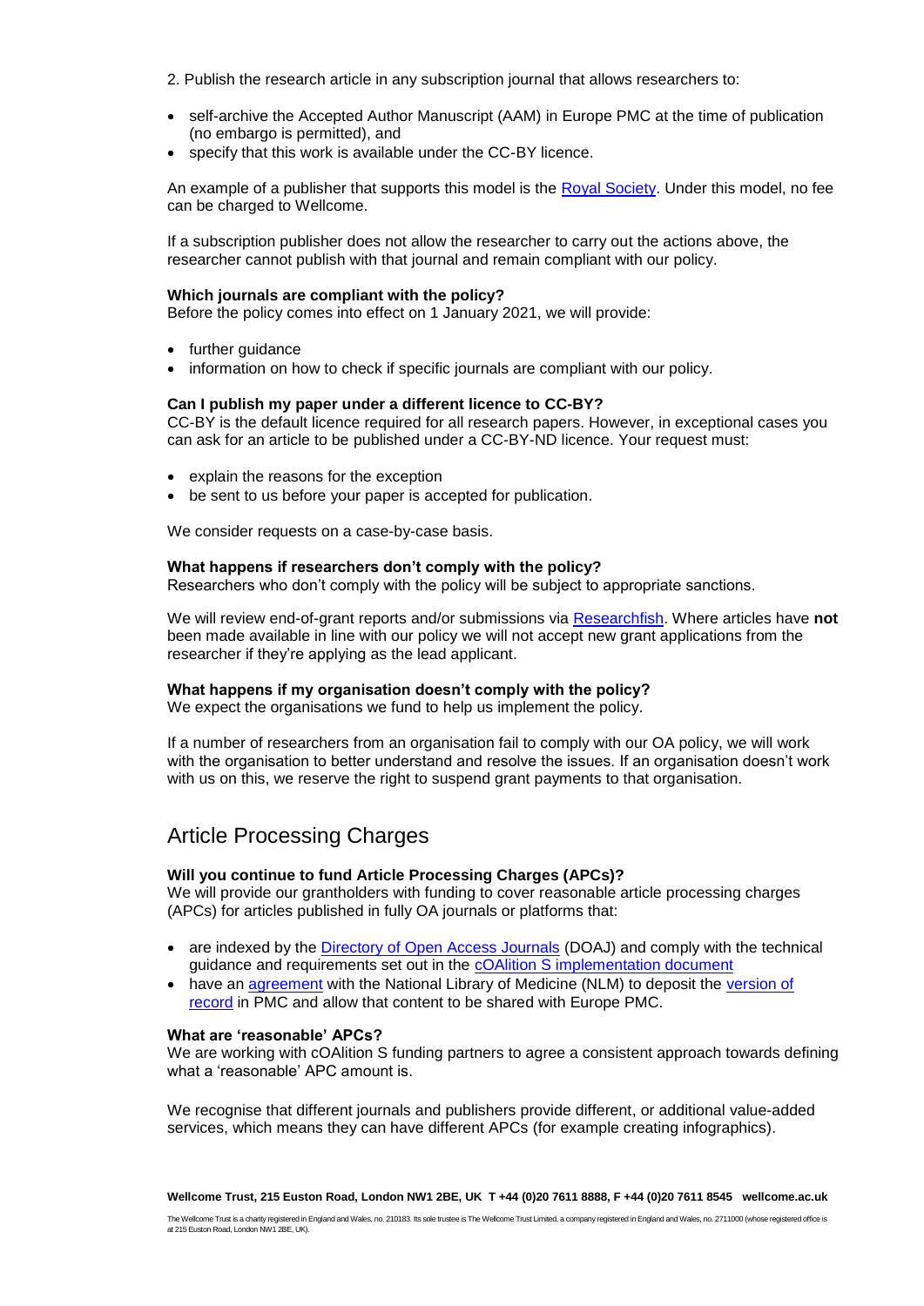2. Publish the research article in any subscription journal that allows researchers to:

- self-archive the Accepted Author Manuscript (AAM) in Europe PMC at the time of publication (no embargo is permitted), and
- specify that this work is available under the CC-BY licence.

An example of a publisher that supports this model is the Royal Society. Under this model, no fee can be charged to Wellcome.

If a subscription publisher does not allow the researcher to carry out the actions above, the researcher cannot publish with that journal and remain compliant with our policy.

**Which journals are compliant with the policy?**
Before the policy comes into effect on 1 January 2021, we will provide:

- further guidance
- information on how to check if specific journals are compliant with our policy.

**Can I publish my paper under a different licence to CC-BY?**
CC-BY is the default licence required for all research papers. However, in exceptional cases you can ask for an article to be published under a CC-BY-ND licence. Your request must:

- explain the reasons for the exception
- be sent to us before your paper is accepted for publication.

We consider requests on a case-by-case basis.

**What happens if researchers don't comply with the policy?**
Researchers who don't comply with the policy will be subject to appropriate sanctions.

We will review end-of-grant reports and/or submissions via Researchfish. Where articles have **not** been made available in line with our policy we will not accept new grant applications from the researcher if they're applying as the lead applicant.

**What happens if my organisation doesn't comply with the policy?**
We expect the organisations we fund to help us implement the policy.

If a number of researchers from an organisation fail to comply with our OA policy, we will work with the organisation to better understand and resolve the issues. If an organisation doesn't work with us on this, we reserve the right to suspend grant payments to that organisation.

## Article Processing Charges

**Will you continue to fund Article Processing Charges (APCs)?**
We will provide our grantholders with funding to cover reasonable article processing charges (APCs) for articles published in fully OA journals or platforms that:

- are indexed by the Directory of Open Access Journals (DOAJ) and comply with the technical guidance and requirements set out in the cOAlition S implementation document
- have an agreement with the National Library of Medicine (NLM) to deposit the version of record in PMC and allow that content to be shared with Europe PMC.

**What are 'reasonable' APCs?**
We are working with cOAlition S funding partners to agree a consistent approach towards defining what a 'reasonable' APC amount is.

We recognise that different journals and publishers provide different, or additional value-added services, which means they can have different APCs (for example creating infographics).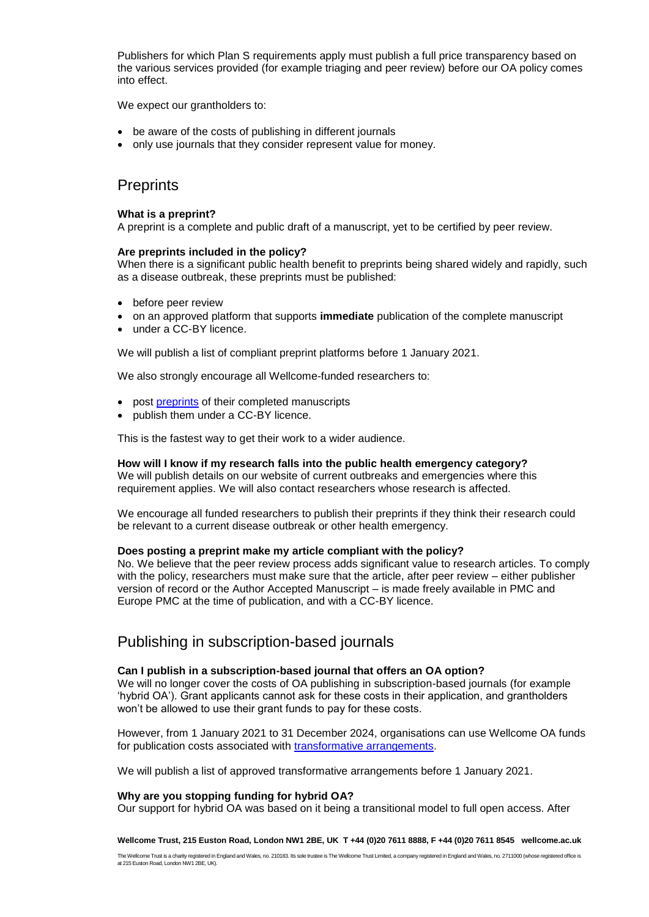Publishers for which Plan S requirements apply must publish a full price transparency based on the various services provided (for example triaging and peer review) before our OA policy comes into effect.

We expect our grantholders to:

- be aware of the costs of publishing in different journals
- only use journals that they consider represent value for money.

## Preprints

**What is a preprint?**
A preprint is a complete and public draft of a manuscript, yet to be certified by peer review.

**Are preprints included in the policy?**
When there is a significant public health benefit to preprints being shared widely and rapidly, such as a disease outbreak, these preprints must be published:

- before peer review
- on an approved platform that supports **immediate** publication of the complete manuscript
- under a CC-BY licence.

We will publish a list of compliant preprint platforms before 1 January 2021.

We also strongly encourage all Wellcome-funded researchers to:

- post preprints of their completed manuscripts
- publish them under a CC-BY licence.

This is the fastest way to get their work to a wider audience.

**How will I know if my research falls into the public health emergency category?**
We will publish details on our website of current outbreaks and emergencies where this requirement applies. We will also contact researchers whose research is affected.

We encourage all funded researchers to publish their preprints if they think their research could be relevant to a current disease outbreak or other health emergency.

**Does posting a preprint make my article compliant with the policy?**
No. We believe that the peer review process adds significant value to research articles. To comply with the policy, researchers must make sure that the article, after peer review – either publisher version of record or the Author Accepted Manuscript – is made freely available in PMC and Europe PMC at the time of publication, and with a CC-BY licence.

## Publishing in subscription-based journals

**Can I publish in a subscription-based journal that offers an OA option?**
We will no longer cover the costs of OA publishing in subscription-based journals (for example 'hybrid OA'). Grant applicants cannot ask for these costs in their application, and grantholders won't be allowed to use their grant funds to pay for these costs.

However, from 1 January 2021 to 31 December 2024, organisations can use Wellcome OA funds for publication costs associated with transformative arrangements.

We will publish a list of approved transformative arrangements before 1 January 2021.

**Why are you stopping funding for hybrid OA?**
Our support for hybrid OA was based on it being a transitional model to full open access. After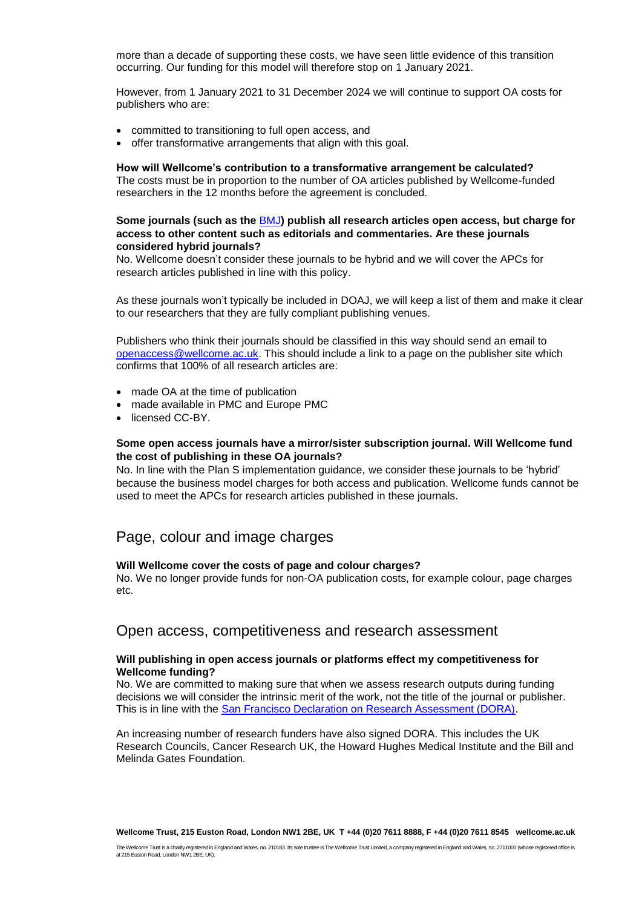more than a decade of supporting these costs, we have seen little evidence of this transition occurring. Our funding for this model will therefore stop on 1 January 2021.

However, from 1 January 2021 to 31 December 2024 we will continue to support OA costs for publishers who are:

- committed to transitioning to full open access, and
- offer transformative arrangements that align with this goal.

**How will Wellcome's contribution to a transformative arrangement be calculated?**
The costs must be in proportion to the number of OA articles published by Wellcome-funded researchers in the 12 months before the agreement is concluded.

**Some journals (such as the BMJ) publish all research articles open access, but charge for access to other content such as editorials and commentaries. Are these journals considered hybrid journals?**
No. Wellcome doesn't consider these journals to be hybrid and we will cover the APCs for research articles published in line with this policy.

As these journals won't typically be included in DOAJ, we will keep a list of them and make it clear to our researchers that they are fully compliant publishing venues.

Publishers who think their journals should be classified in this way should send an email to openaccess@wellcome.ac.uk. This should include a link to a page on the publisher site which confirms that 100% of all research articles are:

- made OA at the time of publication
- made available in PMC and Europe PMC
- licensed CC-BY.

**Some open access journals have a mirror/sister subscription journal. Will Wellcome fund the cost of publishing in these OA journals?**
No. In line with the Plan S implementation guidance, we consider these journals to be 'hybrid' because the business model charges for both access and publication. Wellcome funds cannot be used to meet the APCs for research articles published in these journals.

## Page, colour and image charges

**Will Wellcome cover the costs of page and colour charges?**
No. We no longer provide funds for non-OA publication costs, for example colour, page charges etc.

## Open access, competitiveness and research assessment

**Will publishing in open access journals or platforms effect my competitiveness for Wellcome funding?**
No. We are committed to making sure that when we assess research outputs during funding decisions we will consider the intrinsic merit of the work, not the title of the journal or publisher. This is in line with the San Francisco Declaration on Research Assessment (DORA).

An increasing number of research funders have also signed DORA. This includes the UK Research Councils, Cancer Research UK, the Howard Hughes Medical Institute and the Bill and Melinda Gates Foundation.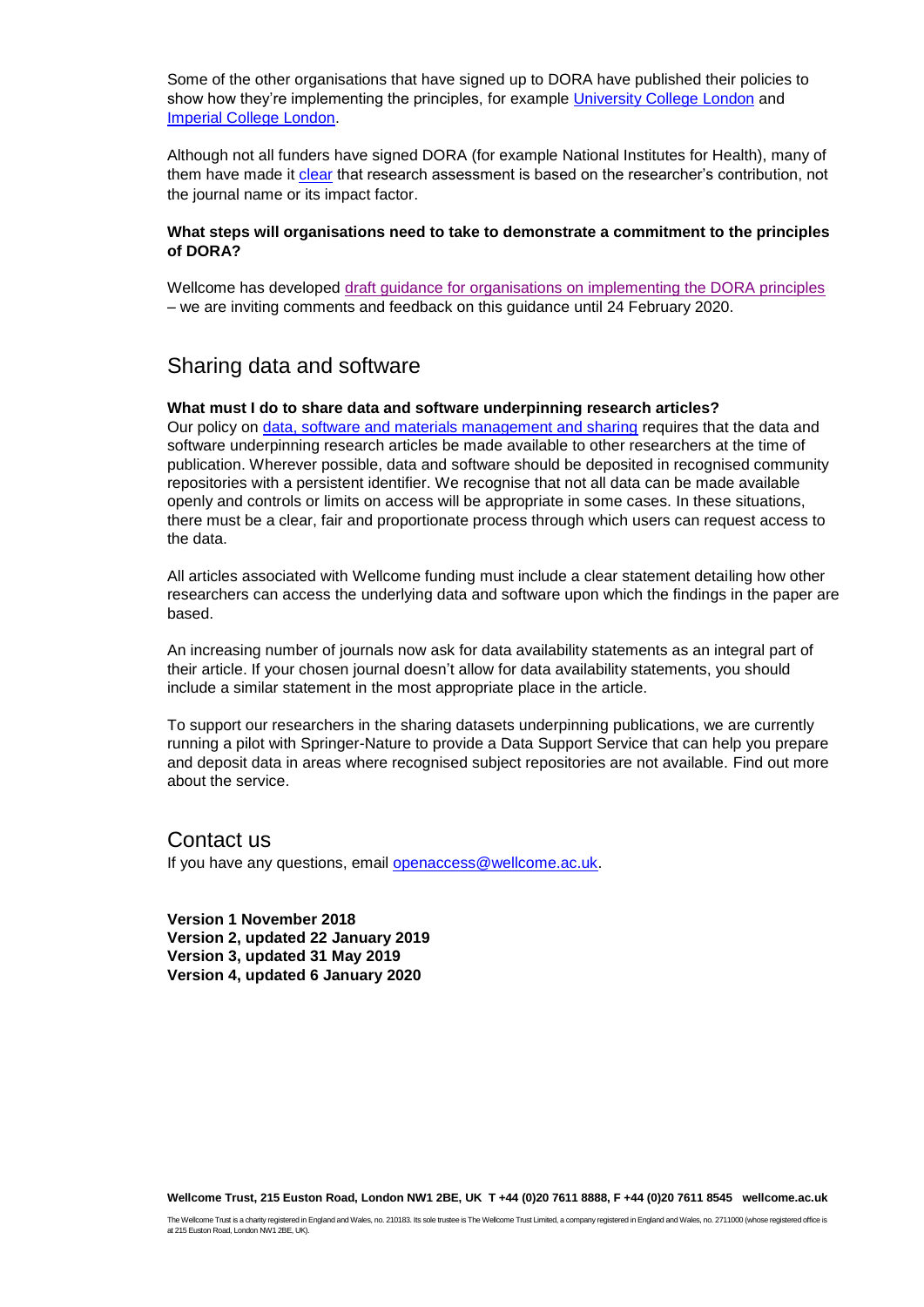Some of the other organisations that have signed up to DORA have published their policies to show how they're implementing the principles, for example University College London and Imperial College London.

Although not all funders have signed DORA (for example National Institutes for Health), many of them have made it clear that research assessment is based on the researcher's contribution, not the journal name or its impact factor.

**What steps will organisations need to take to demonstrate a commitment to the principles of DORA?**

Wellcome has developed draft guidance for organisations on implementing the DORA principles – we are inviting comments and feedback on this guidance until 24 February 2020.

## Sharing data and software

**What must I do to share data and software underpinning research articles?**

Our policy on data, software and materials management and sharing requires that the data and software underpinning research articles be made available to other researchers at the time of publication. Wherever possible, data and software should be deposited in recognised community repositories with a persistent identifier. We recognise that not all data can be made available openly and controls or limits on access will be appropriate in some cases. In these situations, there must be a clear, fair and proportionate process through which users can request access to the data.

All articles associated with Wellcome funding must include a clear statement detailing how other researchers can access the underlying data and software upon which the findings in the paper are based.

An increasing number of journals now ask for data availability statements as an integral part of their article. If your chosen journal doesn't allow for data availability statements, you should include a similar statement in the most appropriate place in the article.

To support our researchers in the sharing datasets underpinning publications, we are currently running a pilot with Springer-Nature to provide a Data Support Service that can help you prepare and deposit data in areas where recognised subject repositories are not available. Find out more about the service.

## Contact us

If you have any questions, email openaccess@wellcome.ac.uk.

**Version 1 November 2018**
**Version 2, updated 22 January 2019**
**Version 3, updated 31 May 2019**
**Version 4, updated 6 January 2020**